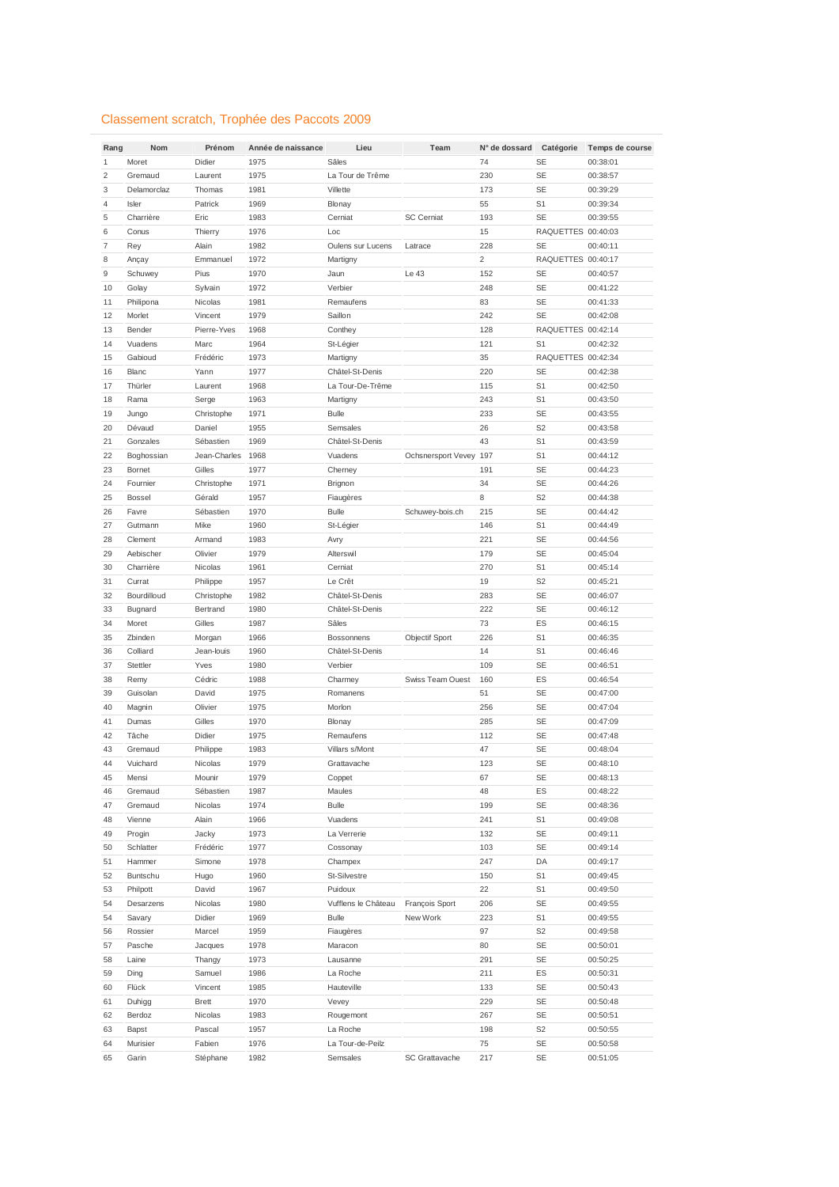## Classement scratch, Trophée des Paccots 2009

| Rang | Nom | Prénom | Année de naissance | Lieu | Team | N° de dossard | Catégorie | Temps de course |
|---|---|---|---|---|---|---|---|---|
| 1 | Moret | Didier | 1975 | Sâles | | 74 | SE | 00:38:01 |
| 2 | Gremaud | Laurent | 1975 | La Tour de Trême | | 230 | SE | 00:38:57 |
| 3 | Delamorclaz | Thomas | 1981 | Villette | | 173 | SE | 00:39:29 |
| 4 | Isler | Patrick | 1969 | Blonay | | 55 | S1 | 00:39:34 |
| 5 | Charrière | Eric | 1983 | Cerniat | SC Cerniat | 193 | SE | 00:39:55 |
| 6 | Conus | Thierry | 1976 | Loc | | 15 | RAQUETTES | 00:40:03 |
| 7 | Rey | Alain | 1982 | Oulens sur Lucens | Latrace | 228 | SE | 00:40:11 |
| 8 | Ançay | Emmanuel | 1972 | Martigny | | 2 | RAQUETTES | 00:40:17 |
| 9 | Schuwey | Pius | 1970 | Jaun | Le 43 | 152 | SE | 00:40:57 |
| 10 | Golay | Sylvain | 1972 | Verbier | | 248 | SE | 00:41:22 |
| 11 | Philipona | Nicolas | 1981 | Remaufens | | 83 | SE | 00:41:33 |
| 12 | Morlet | Vincent | 1979 | Saillon | | 242 | SE | 00:42:08 |
| 13 | Bender | Pierre-Yves | 1968 | Conthey | | 128 | RAQUETTES | 00:42:14 |
| 14 | Vuadens | Marc | 1964 | St-Légier | | 121 | S1 | 00:42:32 |
| 15 | Gabioud | Frédéric | 1973 | Martigny | | 35 | RAQUETTES | 00:42:34 |
| 16 | Blanc | Yann | 1977 | Châtel-St-Denis | | 220 | SE | 00:42:38 |
| 17 | Thürler | Laurent | 1968 | La Tour-De-Trême | | 115 | S1 | 00:42:50 |
| 18 | Rama | Serge | 1963 | Martigny | | 243 | S1 | 00:43:50 |
| 19 | Jungo | Christophe | 1971 | Bulle | | 233 | SE | 00:43:55 |
| 20 | Dévaud | Daniel | 1955 | Semsales | | 26 | S2 | 00:43:58 |
| 21 | Gonzales | Sébastien | 1969 | Châtel-St-Denis | | 43 | S1 | 00:43:59 |
| 22 | Boghossian | Jean-Charles | 1968 | Vuadens | Ochsnersport Vevey | 197 | S1 | 00:44:12 |
| 23 | Bornet | Gilles | 1977 | Cherney | | 191 | SE | 00:44:23 |
| 24 | Fournier | Christophe | 1971 | Brignon | | 34 | SE | 00:44:26 |
| 25 | Bossel | Gérald | 1957 | Fiaugères | | 8 | S2 | 00:44:38 |
| 26 | Favre | Sébastien | 1970 | Bulle | Schuwey-bois.ch | 215 | SE | 00:44:42 |
| 27 | Gutmann | Mike | 1960 | St-Légier | | 146 | S1 | 00:44:49 |
| 28 | Clement | Armand | 1983 | Avry | | 221 | SE | 00:44:56 |
| 29 | Aebischer | Olivier | 1979 | Alterswil | | 179 | SE | 00:45:04 |
| 30 | Charrière | Nicolas | 1961 | Cerniat | | 270 | S1 | 00:45:14 |
| 31 | Currat | Philippe | 1957 | Le Crêt | | 19 | S2 | 00:45:21 |
| 32 | Bourdilloud | Christophe | 1982 | Châtel-St-Denis | | 283 | SE | 00:46:07 |
| 33 | Bugnard | Bertrand | 1980 | Châtel-St-Denis | | 222 | SE | 00:46:12 |
| 34 | Moret | Gilles | 1987 | Sâles | | 73 | ES | 00:46:15 |
| 35 | Zbinden | Morgan | 1966 | Bossonnens | Objectif Sport | 226 | S1 | 00:46:35 |
| 36 | Colliard | Jean-louis | 1960 | Châtel-St-Denis | | 14 | S1 | 00:46:46 |
| 37 | Stettler | Yves | 1980 | Verbier | | 109 | SE | 00:46:51 |
| 38 | Remy | Cédric | 1988 | Charmey | Swiss Team Ouest | 160 | ES | 00:46:54 |
| 39 | Guisolan | David | 1975 | Romanens | | 51 | SE | 00:47:00 |
| 40 | Magnin | Olivier | 1975 | Morlon | | 256 | SE | 00:47:04 |
| 41 | Dumas | Gilles | 1970 | Blonay | | 285 | SE | 00:47:09 |
| 42 | Tâche | Didier | 1975 | Remaufens | | 112 | SE | 00:47:48 |
| 43 | Gremaud | Philippe | 1983 | Villars s/Mont | | 47 | SE | 00:48:04 |
| 44 | Vuichard | Nicolas | 1979 | Grattavache | | 123 | SE | 00:48:10 |
| 45 | Mensi | Mounir | 1979 | Coppet | | 67 | SE | 00:48:13 |
| 46 | Gremaud | Sébastien | 1987 | Maules | | 48 | ES | 00:48:22 |
| 47 | Gremaud | Nicolas | 1974 | Bulle | | 199 | SE | 00:48:36 |
| 48 | Vienne | Alain | 1966 | Vuadens | | 241 | S1 | 00:49:08 |
| 49 | Progin | Jacky | 1973 | La Verrerie | | 132 | SE | 00:49:11 |
| 50 | Schlatter | Frédéric | 1977 | Cossonay | | 103 | SE | 00:49:14 |
| 51 | Hammer | Simone | 1978 | Champex | | 247 | DA | 00:49:17 |
| 52 | Buntschu | Hugo | 1960 | St-Silvestre | | 150 | S1 | 00:49:45 |
| 53 | Philpott | David | 1967 | Puidoux | | 22 | S1 | 00:49:50 |
| 54 | Desarzens | Nicolas | 1980 | Vufflens le Château | François Sport | 206 | SE | 00:49:55 |
| 54 | Savary | Didier | 1969 | Bulle | New Work | 223 | S1 | 00:49:55 |
| 56 | Rossier | Marcel | 1959 | Fiaugères | | 97 | S2 | 00:49:58 |
| 57 | Pasche | Jacques | 1978 | Maracon | | 80 | SE | 00:50:01 |
| 58 | Laine | Thangy | 1973 | Lausanne | | 291 | SE | 00:50:25 |
| 59 | Ding | Samuel | 1986 | La Roche | | 211 | ES | 00:50:31 |
| 60 | Flück | Vincent | 1985 | Hauteville | | 133 | SE | 00:50:43 |
| 61 | Duhigg | Brett | 1970 | Vevey | | 229 | SE | 00:50:48 |
| 62 | Berdoz | Nicolas | 1983 | Rougemont | | 267 | SE | 00:50:51 |
| 63 | Bapst | Pascal | 1957 | La Roche | | 198 | S2 | 00:50:55 |
| 64 | Murisier | Fabien | 1976 | La Tour-de-Peilz | | 75 | SE | 00:50:58 |
| 65 | Garin | Stéphane | 1982 | Semsales | SC Grattavache | 217 | SE | 00:51:05 |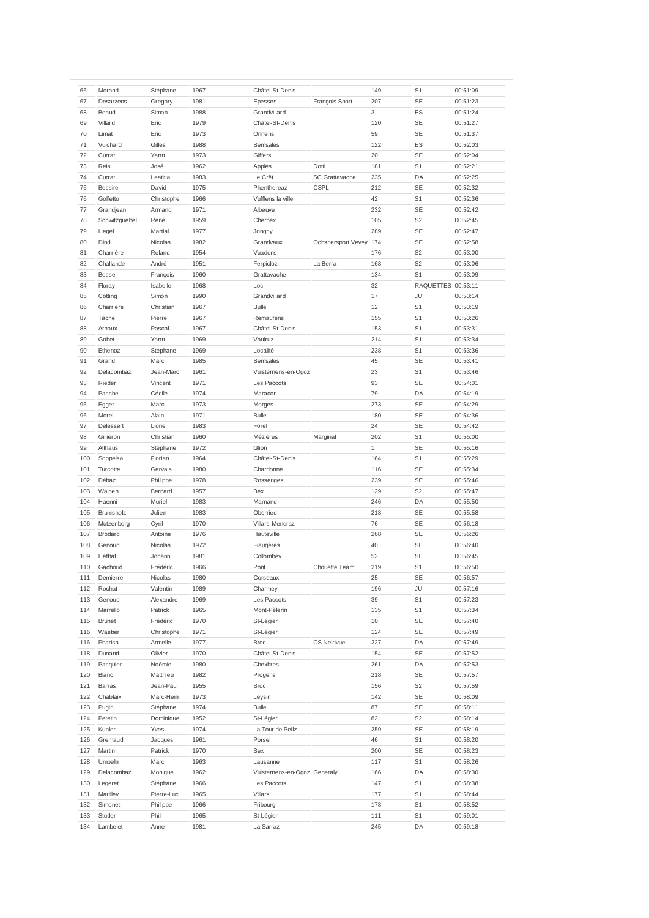| 66 | Morand | Stéphane | 1967 | Châtel-St-Denis | | 149 | S1 | 00:51:09 |
|---|---|---|---|---|---|---|---|---|
| 67 | Desarzens | Gregory | 1981 | Epesses | François Sport | 207 | SE | 00:51:23 |
| 68 | Beaud | Simon | 1988 | Grandvillard | | 3 | ES | 00:51:24 |
| 69 | Villard | Eric | 1979 | Châtel-St-Denis | | 120 | SE | 00:51:27 |
| 70 | Limat | Eric | 1973 | Onnens | | 59 | SE | 00:51:37 |
| 71 | Vuichard | Gilles | 1988 | Semsales | | 122 | ES | 00:52:03 |
| 72 | Currat | Yann | 1973 | Giffers | | 20 | SE | 00:52:04 |
| 73 | Reis | José | 1962 | Apples | Dotti | 181 | S1 | 00:52:21 |
| 74 | Currat | Leatitia | 1983 | Le Crêt | SC Grattavache | 235 | DA | 00:52:25 |
| 75 | Bessire | David | 1975 | Phenthereaz | CSPL | 212 | SE | 00:52:32 |
| 76 | Golfetto | Christophe | 1966 | Vufflens la ville | | 42 | S1 | 00:52:36 |
| 77 | Grandjean | Armand | 1971 | Albeuve | | 232 | SE | 00:52:42 |
| 78 | Schwitzguebel | René | 1959 | Chernex | | 105 | S2 | 00:52:45 |
| 79 | Hegel | Martial | 1977 | Jongny | | 289 | SE | 00:52:47 |
| 80 | Dind | Nicolas | 1982 | Grandvaux | Ochsnersport Vevey | 174 | SE | 00:52:58 |
| 81 | Charrière | Roland | 1954 | Vuadens | | 176 | S2 | 00:53:00 |
| 82 | Challande | André | 1951 | Ferpicloz | La Berra | 168 | S2 | 00:53:06 |
| 83 | Bossel | François | 1960 | Grattavache | | 134 | S1 | 00:53:09 |
| 84 | Floray | Isabelle | 1968 | Loc | | 32 | RAQUETTES | 00:53:11 |
| 85 | Cotting | Simon | 1990 | Grandvillard | | 17 | JU | 00:53:14 |
| 86 | Charrière | Christian | 1967 | Bulle | | 12 | S1 | 00:53:19 |
| 87 | Tâche | Pierre | 1967 | Remaufens | | 155 | S1 | 00:53:26 |
| 88 | Arnoux | Pascal | 1967 | Châtel-St-Denis | | 153 | S1 | 00:53:31 |
| 89 | Gobet | Yann | 1969 | Vaulruz | | 214 | S1 | 00:53:34 |
| 90 | Ethenoz | Stéphane | 1969 | Localité | | 238 | S1 | 00:53:36 |
| 91 | Grand | Marc | 1985 | Semsales | | 45 | SE | 00:53:41 |
| 92 | Delacombaz | Jean-Marc | 1961 | Vuisternens-en-Ogoz | | 23 | S1 | 00:53:46 |
| 93 | Rieder | Vincent | 1971 | Les Paccots | | 93 | SE | 00:54:01 |
| 94 | Pasche | Cécile | 1974 | Maracon | | 79 | DA | 00:54:19 |
| 95 | Egger | Marc | 1973 | Morges | | 273 | SE | 00:54:29 |
| 96 | Morel | Alain | 1971 | Bulle | | 180 | SE | 00:54:36 |
| 97 | Delessert | Lionel | 1983 | Forel | | 24 | SE | 00:54:42 |
| 98 | Gillieron | Christian | 1960 | Mézières | Marginal | 202 | S1 | 00:55:00 |
| 99 | Althaus | Stéphane | 1972 | Glion | | 1 | SE | 00:55:16 |
| 100 | Soppelsa | Florian | 1964 | Châtel-St-Denis | | 164 | S1 | 00:55:29 |
| 101 | Turcotte | Gervais | 1980 | Chardonne | | 116 | SE | 00:55:34 |
| 102 | Débaz | Philippe | 1978 | Rossenges | | 239 | SE | 00:55:46 |
| 103 | Walpen | Bernard | 1957 | Bex | | 129 | S2 | 00:55:47 |
| 104 | Haenni | Muriel | 1983 | Marnand | | 246 | DA | 00:55:50 |
| 105 | Brunisholz | Julien | 1983 | Oberried | | 213 | SE | 00:55:58 |
| 106 | Mutzenberg | Cyril | 1970 | Villars-Mendraz | | 76 | SE | 00:56:18 |
| 107 | Brodard | Antoine | 1976 | Hauteville | | 268 | SE | 00:56:26 |
| 108 | Genoud | Nicolas | 1972 | Fiaugères | | 40 | SE | 00:56:40 |
| 109 | Hefhaf | Johann | 1981 | Collombey | | 52 | SE | 00:56:45 |
| 110 | Gachoud | Frédéric | 1966 | Pont | Chouette Team | 219 | S1 | 00:56:50 |
| 111 | Demierre | Nicolas | 1980 | Corseaux | | 25 | SE | 00:56:57 |
| 112 | Rochat | Valentin | 1989 | Charmey | | 196 | JU | 00:57:16 |
| 113 | Genoud | Alexandre | 1969 | Les Paccots | | 39 | S1 | 00:57:23 |
| 114 | Marrello | Patrick | 1965 | Mont-Pèlerin | | 135 | S1 | 00:57:34 |
| 115 | Brunet | Frédéric | 1970 | St-Légier | | 10 | SE | 00:57:40 |
| 116 | Waeber | Christophe | 1971 | St-Légier | | 124 | SE | 00:57:49 |
| 116 | Pharisa | Armelle | 1977 | Broc | CS Neirivue | 227 | DA | 00:57:49 |
| 118 | Dunand | Olivier | 1970 | Châtel-St-Denis | | 154 | SE | 00:57:52 |
| 119 | Pasquier | Noémie | 1980 | Chexbres | | 261 | DA | 00:57:53 |
| 120 | Blanc | Matthieu | 1982 | Progens | | 218 | SE | 00:57:57 |
| 121 | Barras | Jean-Paul | 1955 | Broc | | 156 | S2 | 00:57:59 |
| 122 | Chablaix | Marc-Henri | 1973 | Leysin | | 142 | SE | 00:58:09 |
| 123 | Pugin | Stéphane | 1974 | Bulle | | 87 | SE | 00:58:11 |
| 124 | Petetin | Dominique | 1952 | St-Légier | | 82 | S2 | 00:58:14 |
| 125 | Kubler | Yves | 1974 | La Tour de Peilz | | 259 | SE | 00:58:19 |
| 126 | Gremaud | Jacques | 1961 | Porsel | | 46 | S1 | 00:58:20 |
| 127 | Martin | Patrick | 1970 | Bex | | 200 | SE | 00:58:23 |
| 128 | Umbehr | Marc | 1963 | Lausanne | | 117 | S1 | 00:58:26 |
| 129 | Delacombaz | Monique | 1962 | Vuisternens-en-Ogoz | Generaly | 166 | DA | 00:58:30 |
| 130 | Legeret | Stéphane | 1966 | Les Paccots | | 147 | S1 | 00:58:38 |
| 131 | Marilley | Pierre-Luc | 1965 | Villars | | 177 | S1 | 00:58:44 |
| 132 | Simonet | Philippe | 1966 | Fribourg | | 178 | S1 | 00:58:52 |
| 133 | Studer | Phil | 1965 | St-Légier | | 111 | S1 | 00:59:01 |
| 134 | Lambelet | Anne | 1981 | La Sarraz | | 245 | DA | 00:59:18 |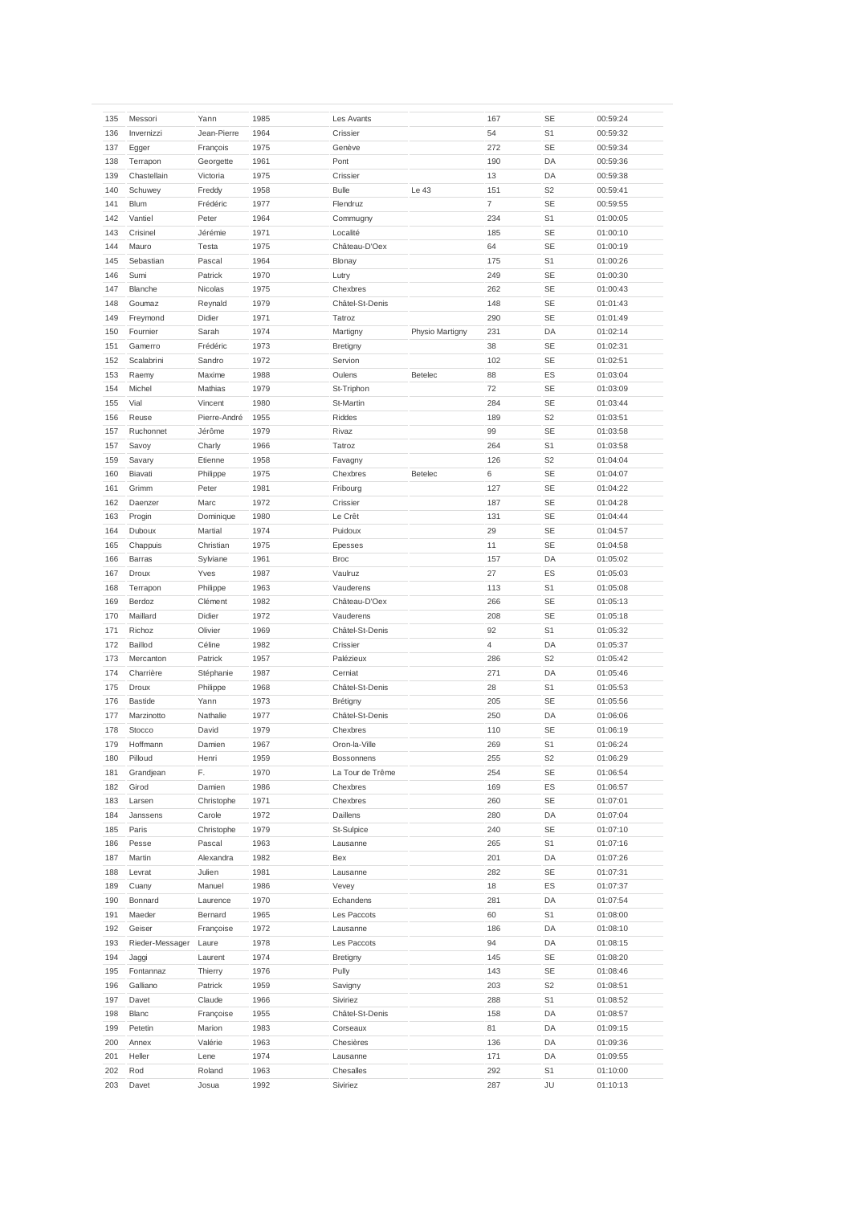| | | | | | | | | |
|---|---|---|---|---|---|---|---|---|
| 135 | Messori | Yann | 1985 | Les Avants | | 167 | SE | 00:59:24 |
| 136 | Invernizzi | Jean-Pierre | 1964 | Crissier | | 54 | S1 | 00:59:32 |
| 137 | Egger | François | 1975 | Genève | | 272 | SE | 00:59:34 |
| 138 | Terrapon | Georgette | 1961 | Pont | | 190 | DA | 00:59:36 |
| 139 | Chastellain | Victoria | 1975 | Crissier | | 13 | DA | 00:59:38 |
| 140 | Schuwey | Freddy | 1958 | Bulle | Le 43 | 151 | S2 | 00:59:41 |
| 141 | Blum | Frédéric | 1977 | Flendruz | | 7 | SE | 00:59:55 |
| 142 | Vantiel | Peter | 1964 | Commugny | | 234 | S1 | 01:00:05 |
| 143 | Crisinel | Jérémie | 1971 | Localité | | 185 | SE | 01:00:10 |
| 144 | Mauro | Testa | 1975 | Château-D'Oex | | 64 | SE | 01:00:19 |
| 145 | Sebastian | Pascal | 1964 | Blonay | | 175 | S1 | 01:00:26 |
| 146 | Sumi | Patrick | 1970 | Lutry | | 249 | SE | 01:00:30 |
| 147 | Blanche | Nicolas | 1975 | Chexbres | | 262 | SE | 01:00:43 |
| 148 | Goumaz | Reynald | 1979 | Châtel-St-Denis | | 148 | SE | 01:01:43 |
| 149 | Freymond | Didier | 1971 | Tatroz | | 290 | SE | 01:01:49 |
| 150 | Fournier | Sarah | 1974 | Martigny | Physio Martigny | 231 | DA | 01:02:14 |
| 151 | Gamerro | Frédéric | 1973 | Bretigny | | 38 | SE | 01:02:31 |
| 152 | Scalabrini | Sandro | 1972 | Servion | | 102 | SE | 01:02:51 |
| 153 | Raemy | Maxime | 1988 | Oulens | Betelec | 88 | ES | 01:03:04 |
| 154 | Michel | Mathias | 1979 | St-Triphon | | 72 | SE | 01:03:09 |
| 155 | Vial | Vincent | 1980 | St-Martin | | 284 | SE | 01:03:44 |
| 156 | Reuse | Pierre-André | 1955 | Riddes | | 189 | S2 | 01:03:51 |
| 157 | Ruchonnet | Jérôme | 1979 | Rivaz | | 99 | SE | 01:03:58 |
| 157 | Savoy | Charly | 1966 | Tatroz | | 264 | S1 | 01:03:58 |
| 159 | Savary | Etienne | 1958 | Favagny | | 126 | S2 | 01:04:04 |
| 160 | Biavati | Philippe | 1975 | Chexbres | Betelec | 6 | SE | 01:04:07 |
| 161 | Grimm | Peter | 1981 | Fribourg | | 127 | SE | 01:04:22 |
| 162 | Daenzer | Marc | 1972 | Crissier | | 187 | SE | 01:04:28 |
| 163 | Progin | Dominique | 1980 | Le Crêt | | 131 | SE | 01:04:44 |
| 164 | Duboux | Martial | 1974 | Puidoux | | 29 | SE | 01:04:57 |
| 165 | Chappuis | Christian | 1975 | Epesses | | 11 | SE | 01:04:58 |
| 166 | Barras | Sylviane | 1961 | Broc | | 157 | DA | 01:05:02 |
| 167 | Droux | Yves | 1987 | Vaulruz | | 27 | ES | 01:05:03 |
| 168 | Terrapon | Philippe | 1963 | Vauderens | | 113 | S1 | 01:05:08 |
| 169 | Berdoz | Clément | 1982 | Château-D'Oex | | 266 | SE | 01:05:13 |
| 170 | Maillard | Didier | 1972 | Vauderens | | 208 | SE | 01:05:18 |
| 171 | Richoz | Olivier | 1969 | Châtel-St-Denis | | 92 | S1 | 01:05:32 |
| 172 | Baillod | Céline | 1982 | Crissier | | 4 | DA | 01:05:37 |
| 173 | Mercanton | Patrick | 1957 | Palézieux | | 286 | S2 | 01:05:42 |
| 174 | Charrière | Stéphanie | 1987 | Cerniat | | 271 | DA | 01:05:46 |
| 175 | Droux | Philippe | 1968 | Châtel-St-Denis | | 28 | S1 | 01:05:53 |
| 176 | Bastide | Yann | 1973 | Brétigny | | 205 | SE | 01:05:56 |
| 177 | Marzinotto | Nathalie | 1977 | Châtel-St-Denis | | 250 | DA | 01:06:06 |
| 178 | Stocco | David | 1979 | Chexbres | | 110 | SE | 01:06:19 |
| 179 | Hoffmann | Damien | 1967 | Oron-la-Ville | | 269 | S1 | 01:06:24 |
| 180 | Pilloud | Henri | 1959 | Bossonnens | | 255 | S2 | 01:06:29 |
| 181 | Grandjean | F. | 1970 | La Tour de Trême | | 254 | SE | 01:06:54 |
| 182 | Girod | Damien | 1986 | Chexbres | | 169 | ES | 01:06:57 |
| 183 | Larsen | Christophe | 1971 | Chexbres | | 260 | SE | 01:07:01 |
| 184 | Janssens | Carole | 1972 | Daillens | | 280 | DA | 01:07:04 |
| 185 | Paris | Christophe | 1979 | St-Sulpice | | 240 | SE | 01:07:10 |
| 186 | Pesse | Pascal | 1963 | Lausanne | | 265 | S1 | 01:07:16 |
| 187 | Martin | Alexandra | 1982 | Bex | | 201 | DA | 01:07:26 |
| 188 | Levrat | Julien | 1981 | Lausanne | | 282 | SE | 01:07:31 |
| 189 | Cuany | Manuel | 1986 | Vevey | | 18 | ES | 01:07:37 |
| 190 | Bonnard | Laurence | 1970 | Echandens | | 281 | DA | 01:07:54 |
| 191 | Maeder | Bernard | 1965 | Les Paccots | | 60 | S1 | 01:08:00 |
| 192 | Geiser | Françoise | 1972 | Lausanne | | 186 | DA | 01:08:10 |
| 193 | Rieder-Messager | Laure | 1978 | Les Paccots | | 94 | DA | 01:08:15 |
| 194 | Jaggi | Laurent | 1974 | Bretigny | | 145 | SE | 01:08:20 |
| 195 | Fontannaz | Thierry | 1976 | Pully | | 143 | SE | 01:08:46 |
| 196 | Galliano | Patrick | 1959 | Savigny | | 203 | S2 | 01:08:51 |
| 197 | Davet | Claude | 1966 | Siviriez | | 288 | S1 | 01:08:52 |
| 198 | Blanc | Françoise | 1955 | Châtel-St-Denis | | 158 | DA | 01:08:57 |
| 199 | Petetin | Marion | 1983 | Corseaux | | 81 | DA | 01:09:15 |
| 200 | Annex | Valérie | 1963 | Chesières | | 136 | DA | 01:09:36 |
| 201 | Heller | Lene | 1974 | Lausanne | | 171 | DA | 01:09:55 |
| 202 | Rod | Roland | 1963 | Chesalles | | 292 | S1 | 01:10:00 |
| 203 | Davet | Josua | 1992 | Siviriez | | 287 | JU | 01:10:13 |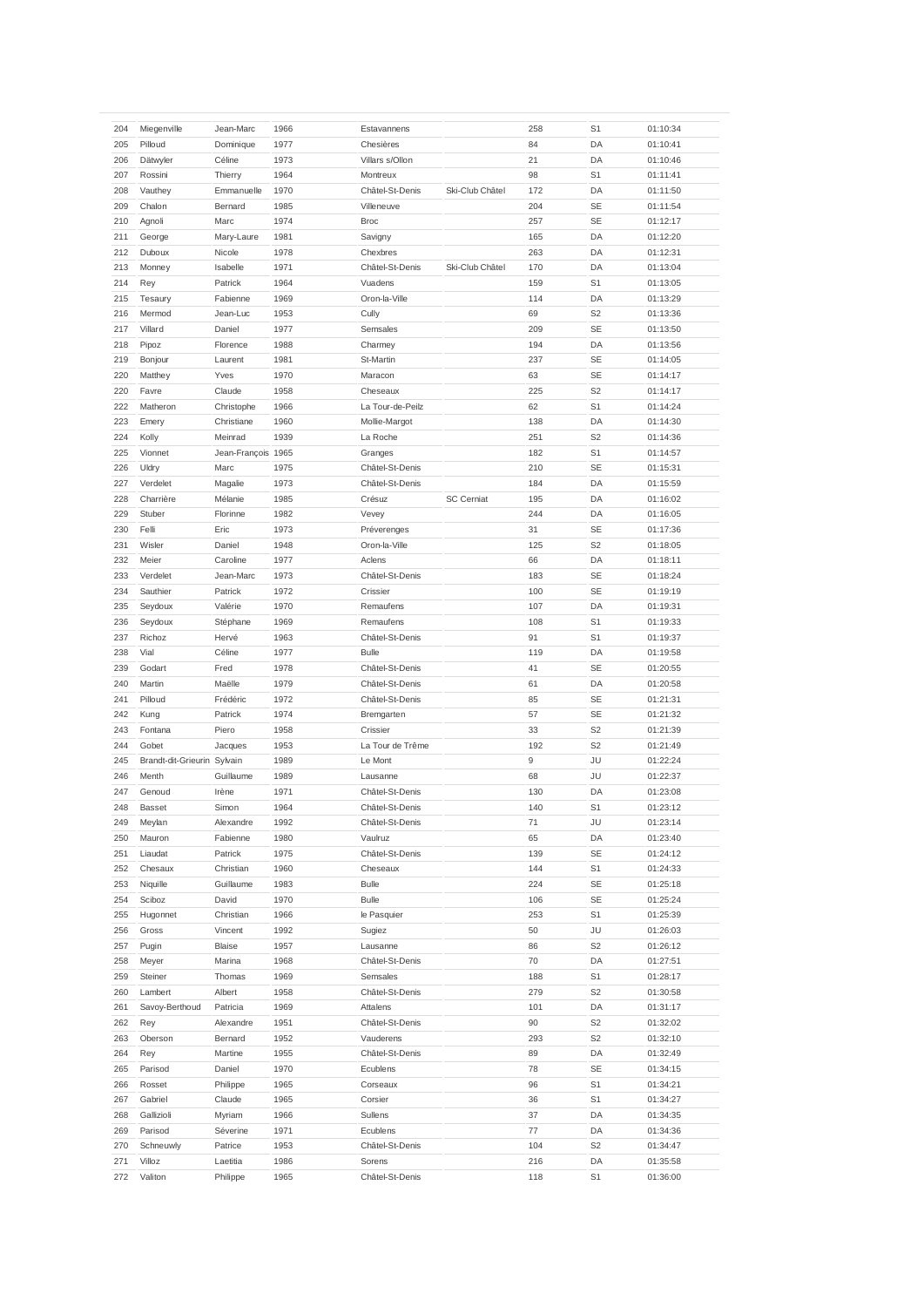| 204 | Miegenville | Jean-Marc | 1966 | Estavannens | | 258 | S1 | 01:10:34 |
|---|---|---|---|---|---|---|---|---|
| 205 | Pilloud | Dominique | 1977 | Chesières | | 84 | DA | 01:10:41 |
| 206 | Dätwyler | Céline | 1973 | Villars s/Ollon | | 21 | DA | 01:10:46 |
| 207 | Rossini | Thierry | 1964 | Montreux | | 98 | S1 | 01:11:41 |
| 208 | Vauthey | Emmanuelle | 1970 | Châtel-St-Denis | Ski-Club Châtel | 172 | DA | 01:11:50 |
| 209 | Chalon | Bernard | 1985 | Villeneuve | | 204 | SE | 01:11:54 |
| 210 | Agnoli | Marc | 1974 | Broc | | 257 | SE | 01:12:17 |
| 211 | George | Mary-Laure | 1981 | Savigny | | 165 | DA | 01:12:20 |
| 212 | Duboux | Nicole | 1978 | Chexbres | | 263 | DA | 01:12:31 |
| 213 | Monney | Isabelle | 1971 | Châtel-St-Denis | Ski-Club Châtel | 170 | DA | 01:13:04 |
| 214 | Rey | Patrick | 1964 | Vuadens | | 159 | S1 | 01:13:05 |
| 215 | Tesaury | Fabienne | 1969 | Oron-la-Ville | | 114 | DA | 01:13:29 |
| 216 | Mermod | Jean-Luc | 1953 | Cully | | 69 | S2 | 01:13:36 |
| 217 | Villard | Daniel | 1977 | Semsales | | 209 | SE | 01:13:50 |
| 218 | Pipoz | Florence | 1988 | Charmey | | 194 | DA | 01:13:56 |
| 219 | Bonjour | Laurent | 1981 | St-Martin | | 237 | SE | 01:14:05 |
| 220 | Matthey | Yves | 1970 | Maracon | | 63 | SE | 01:14:17 |
| 220 | Favre | Claude | 1958 | Cheseaux | | 225 | S2 | 01:14:17 |
| 222 | Matheron | Christophe | 1966 | La Tour-de-Peilz | | 62 | S1 | 01:14:24 |
| 223 | Emery | Christiane | 1960 | Mollie-Margot | | 138 | DA | 01:14:30 |
| 224 | Kolly | Meinrad | 1939 | La Roche | | 251 | S2 | 01:14:36 |
| 225 | Vionnet | Jean-François | 1965 | Granges | | 182 | S1 | 01:14:57 |
| 226 | Uldry | Marc | 1975 | Châtel-St-Denis | | 210 | SE | 01:15:31 |
| 227 | Verdelet | Magalie | 1973 | Châtel-St-Denis | | 184 | DA | 01:15:59 |
| 228 | Charrière | Mélanie | 1985 | Crésuz | SC Cerniat | 195 | DA | 01:16:02 |
| 229 | Stuber | Florinne | 1982 | Vevey | | 244 | DA | 01:16:05 |
| 230 | Felli | Eric | 1973 | Préverenges | | 31 | SE | 01:17:36 |
| 231 | Wisler | Daniel | 1948 | Oron-la-Ville | | 125 | S2 | 01:18:05 |
| 232 | Meier | Caroline | 1977 | Aclens | | 66 | DA | 01:18:11 |
| 233 | Verdelet | Jean-Marc | 1973 | Châtel-St-Denis | | 183 | SE | 01:18:24 |
| 234 | Sauthier | Patrick | 1972 | Crissier | | 100 | SE | 01:19:19 |
| 235 | Seydoux | Valérie | 1970 | Remaufens | | 107 | DA | 01:19:31 |
| 236 | Seydoux | Stéphane | 1969 | Remaufens | | 108 | S1 | 01:19:33 |
| 237 | Richoz | Hervé | 1963 | Châtel-St-Denis | | 91 | S1 | 01:19:37 |
| 238 | Vial | Céline | 1977 | Bulle | | 119 | DA | 01:19:58 |
| 239 | Godart | Fred | 1978 | Châtel-St-Denis | | 41 | SE | 01:20:55 |
| 240 | Martin | Maëlle | 1979 | Châtel-St-Denis | | 61 | DA | 01:20:58 |
| 241 | Pilloud | Frédéric | 1972 | Châtel-St-Denis | | 85 | SE | 01:21:31 |
| 242 | Kung | Patrick | 1974 | Bremgarten | | 57 | SE | 01:21:32 |
| 243 | Fontana | Piero | 1958 | Crissier | | 33 | S2 | 01:21:39 |
| 244 | Gobet | Jacques | 1953 | La Tour de Trême | | 192 | S2 | 01:21:49 |
| 245 | Brandt-dit-Grieurin | Sylvain | 1989 | Le Mont | | 9 | JU | 01:22:24 |
| 246 | Menth | Guillaume | 1989 | Lausanne | | 68 | JU | 01:22:37 |
| 247 | Genoud | Irène | 1971 | Châtel-St-Denis | | 130 | DA | 01:23:08 |
| 248 | Basset | Simon | 1964 | Châtel-St-Denis | | 140 | S1 | 01:23:12 |
| 249 | Meylan | Alexandre | 1992 | Châtel-St-Denis | | 71 | JU | 01:23:14 |
| 250 | Mauron | Fabienne | 1980 | Vaulruz | | 65 | DA | 01:23:40 |
| 251 | Liaudat | Patrick | 1975 | Châtel-St-Denis | | 139 | SE | 01:24:12 |
| 252 | Chesaux | Christian | 1960 | Cheseaux | | 144 | S1 | 01:24:33 |
| 253 | Niquille | Guillaume | 1983 | Bulle | | 224 | SE | 01:25:18 |
| 254 | Sciboz | David | 1970 | Bulle | | 106 | SE | 01:25:24 |
| 255 | Hugonnet | Christian | 1966 | le Pasquier | | 253 | S1 | 01:25:39 |
| 256 | Gross | Vincent | 1992 | Sugiez | | 50 | JU | 01:26:03 |
| 257 | Pugin | Blaise | 1957 | Lausanne | | 86 | S2 | 01:26:12 |
| 258 | Meyer | Marina | 1968 | Châtel-St-Denis | | 70 | DA | 01:27:51 |
| 259 | Steiner | Thomas | 1969 | Semsales | | 188 | S1 | 01:28:17 |
| 260 | Lambert | Albert | 1958 | Châtel-St-Denis | | 279 | S2 | 01:30:58 |
| 261 | Savoy-Berthoud | Patricia | 1969 | Attalens | | 101 | DA | 01:31:17 |
| 262 | Rey | Alexandre | 1951 | Châtel-St-Denis | | 90 | S2 | 01:32:02 |
| 263 | Oberson | Bernard | 1952 | Vauderens | | 293 | S2 | 01:32:10 |
| 264 | Rey | Martine | 1955 | Châtel-St-Denis | | 89 | DA | 01:32:49 |
| 265 | Parisod | Daniel | 1970 | Ecublens | | 78 | SE | 01:34:15 |
| 266 | Rosset | Philippe | 1965 | Corseaux | | 96 | S1 | 01:34:21 |
| 267 | Gabriel | Claude | 1965 | Corsier | | 36 | S1 | 01:34:27 |
| 268 | Gallizioli | Myriam | 1966 | Sullens | | 37 | DA | 01:34:35 |
| 269 | Parisod | Séverine | 1971 | Ecublens | | 77 | DA | 01:34:36 |
| 270 | Schneuwly | Patrice | 1953 | Châtel-St-Denis | | 104 | S2 | 01:34:47 |
| 271 | Villoz | Laetitia | 1986 | Sorens | | 216 | DA | 01:35:58 |
| 272 | Valiton | Philippe | 1965 | Châtel-St-Denis | | 118 | S1 | 01:36:00 |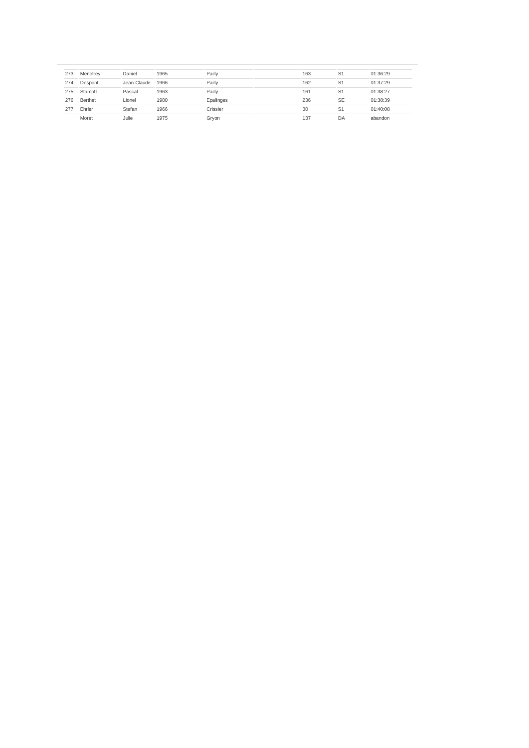| | | | | | | | |
|---|---|---|---|---|---|---|---|
| 273 | Menetrey | Daniel | 1965 | Pailly | 163 | S1 | 01:36:29 |
| 274 | Despont | Jean-Claude | 1966 | Pailly | 162 | S1 | 01:37:29 |
| 275 | Stampfli | Pascal | 1963 | Pailly | 161 | S1 | 01:38:27 |
| 276 | Berthet | Lionel | 1980 | Epalinges | 236 | SE | 01:38:39 |
| 277 | Ehrler | Stefan | 1966 | Crissier | 30 | S1 | 01:40:08 |
| | Moret | Julie | 1975 | Gryon | 137 | DA | abandon |